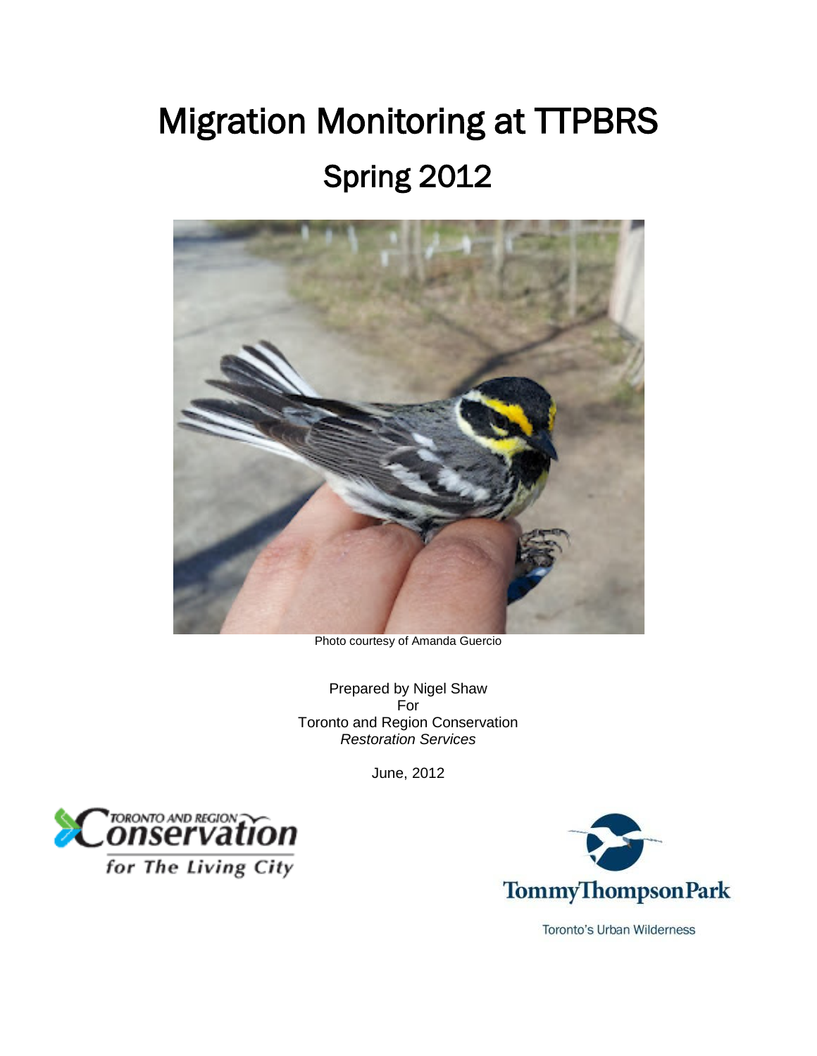# Migration Monitoring at TTPBRS

## Spring 2012

Photo courtesy of Amanda Guercio

Prepared by Nigel Shaw
For
Toronto and Region Conservation
*Restoration Services*

June, 2012

TORONTO AND REGION Conservation for The Living City

Tommy Thompson Park

Toronto's Urban Wilderness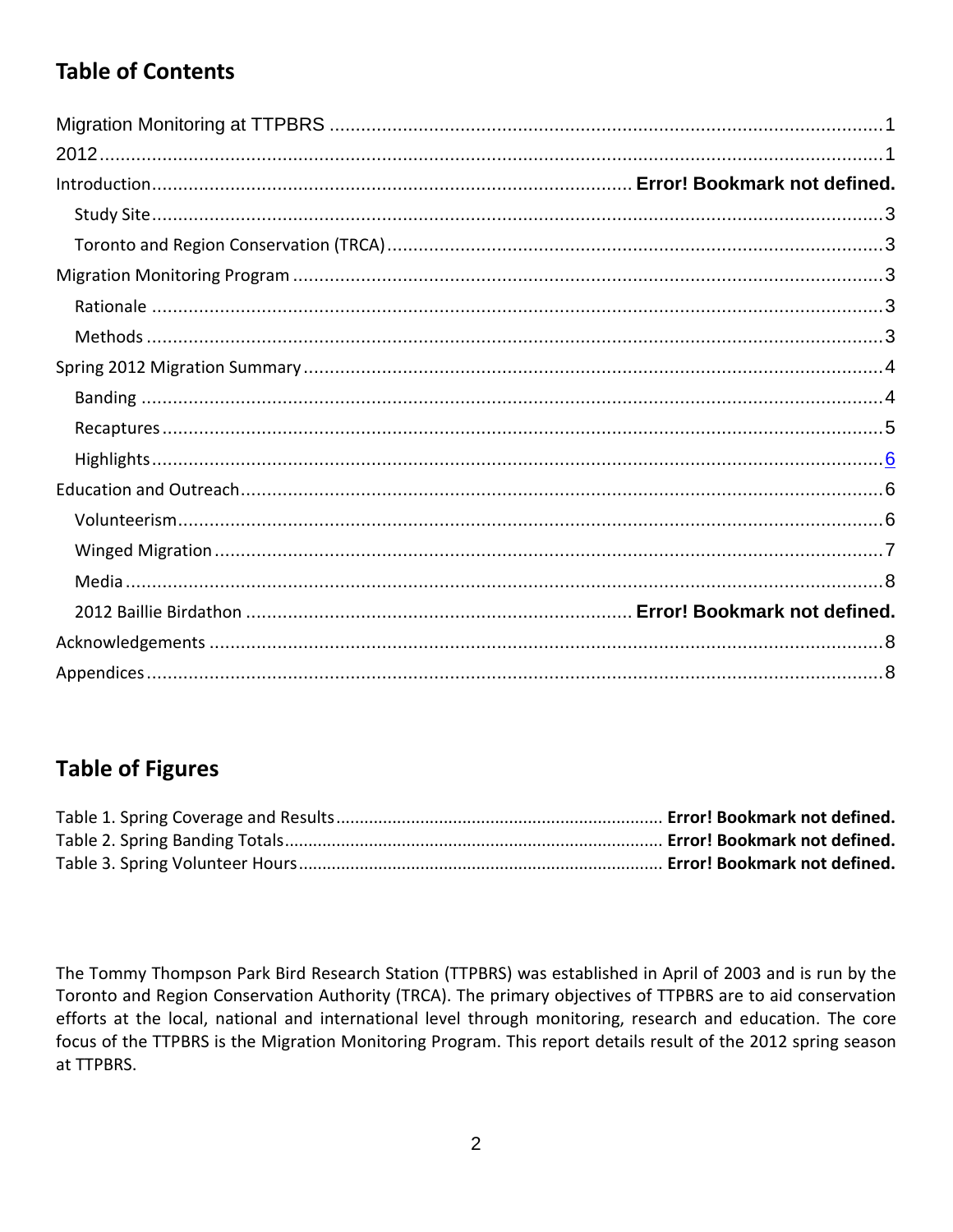## Table of Contents

Migration Monitoring at TTPBRS ........................................................................................................1
2012..........................................................................................................................................................1
Introduction.......................................................................................... Error! Bookmark not defined.
Study Site..............................................................................................................................................3
Toronto and Region Conservation (TRCA).........................................................................................3
Migration Monitoring Program ..............................................................................................................3
Rationale ..............................................................................................................................................3
Methods ...............................................................................................................................................3
Spring 2012 Migration Summary...........................................................................................................4
Banding ................................................................................................................................................4
Recaptures............................................................................................................................................5
Highlights..............................................................................................................................................6
Education and Outreach..........................................................................................................................6
Volunteerism.........................................................................................................................................6
Winged Migration.................................................................................................................................7
Media ....................................................................................................................................................8
2012 Baillie Birdathon ........................................................................ Error! Bookmark not defined.
Acknowledgements ..................................................................................................................................8
Appendices...............................................................................................................................................8

## Table of Figures

Table 1. Spring Coverage and Results.................................................................... Error! Bookmark not defined.
Table 2. Spring Banding Totals............................................................................... Error! Bookmark not defined.
Table 3. Spring Volunteer Hours............................................................................ Error! Bookmark not defined.

The Tommy Thompson Park Bird Research Station (TTPBRS) was established in April of 2003 and is run by the Toronto and Region Conservation Authority (TRCA). The primary objectives of TTPBRS are to aid conservation efforts at the local, national and international level through monitoring, research and education. The core focus of the TTPBRS is the Migration Monitoring Program. This report details result of the 2012 spring season at TTPBRS.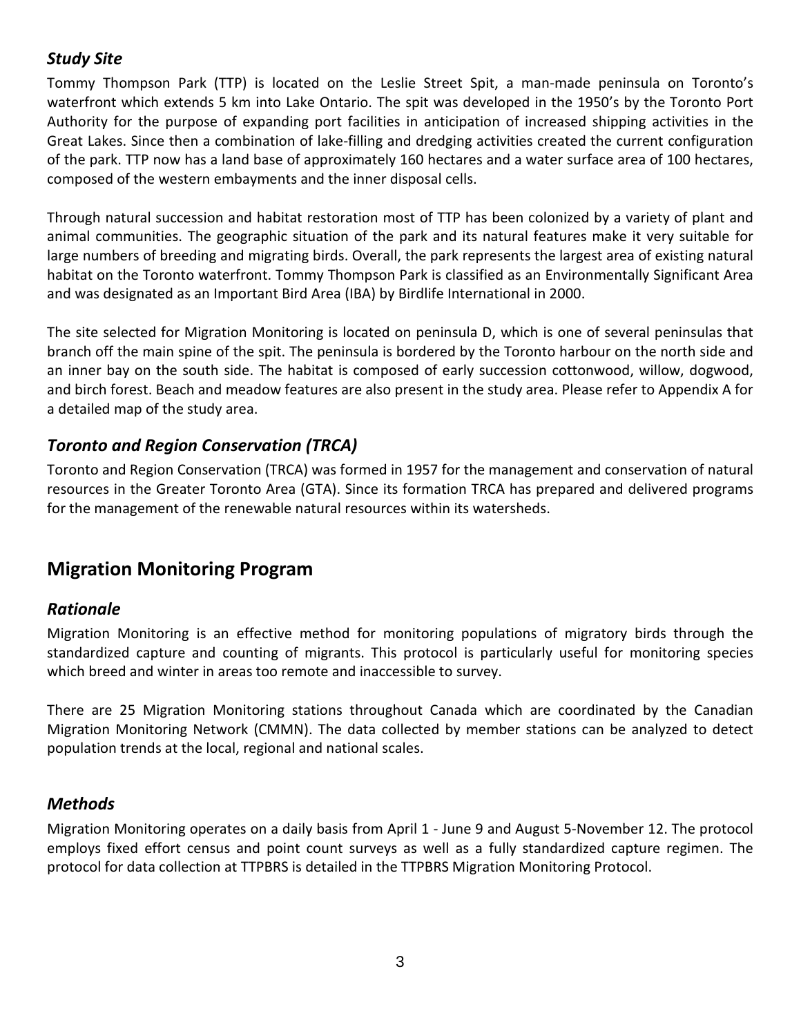### *Study Site*

Tommy Thompson Park (TTP) is located on the Leslie Street Spit, a man-made peninsula on Toronto's waterfront which extends 5 km into Lake Ontario. The spit was developed in the 1950's by the Toronto Port Authority for the purpose of expanding port facilities in anticipation of increased shipping activities in the Great Lakes. Since then a combination of lake-filling and dredging activities created the current configuration of the park. TTP now has a land base of approximately 160 hectares and a water surface area of 100 hectares, composed of the western embayments and the inner disposal cells.

Through natural succession and habitat restoration most of TTP has been colonized by a variety of plant and animal communities. The geographic situation of the park and its natural features make it very suitable for large numbers of breeding and migrating birds. Overall, the park represents the largest area of existing natural habitat on the Toronto waterfront. Tommy Thompson Park is classified as an Environmentally Significant Area and was designated as an Important Bird Area (IBA) by Birdlife International in 2000.

The site selected for Migration Monitoring is located on peninsula D, which is one of several peninsulas that branch off the main spine of the spit. The peninsula is bordered by the Toronto harbour on the north side and an inner bay on the south side. The habitat is composed of early succession cottonwood, willow, dogwood, and birch forest. Beach and meadow features are also present in the study area. Please refer to Appendix A for a detailed map of the study area.

### *Toronto and Region Conservation (TRCA)*

Toronto and Region Conservation (TRCA) was formed in 1957 for the management and conservation of natural resources in the Greater Toronto Area (GTA). Since its formation TRCA has prepared and delivered programs for the management of the renewable natural resources within its watersheds.

## Migration Monitoring Program

### *Rationale*

Migration Monitoring is an effective method for monitoring populations of migratory birds through the standardized capture and counting of migrants. This protocol is particularly useful for monitoring species which breed and winter in areas too remote and inaccessible to survey.

There are 25 Migration Monitoring stations throughout Canada which are coordinated by the Canadian Migration Monitoring Network (CMMN). The data collected by member stations can be analyzed to detect population trends at the local, regional and national scales.

### *Methods*

Migration Monitoring operates on a daily basis from April 1 - June 9 and August 5-November 12. The protocol employs fixed effort census and point count surveys as well as a fully standardized capture regimen. The protocol for data collection at TTPBRS is detailed in the TTPBRS Migration Monitoring Protocol.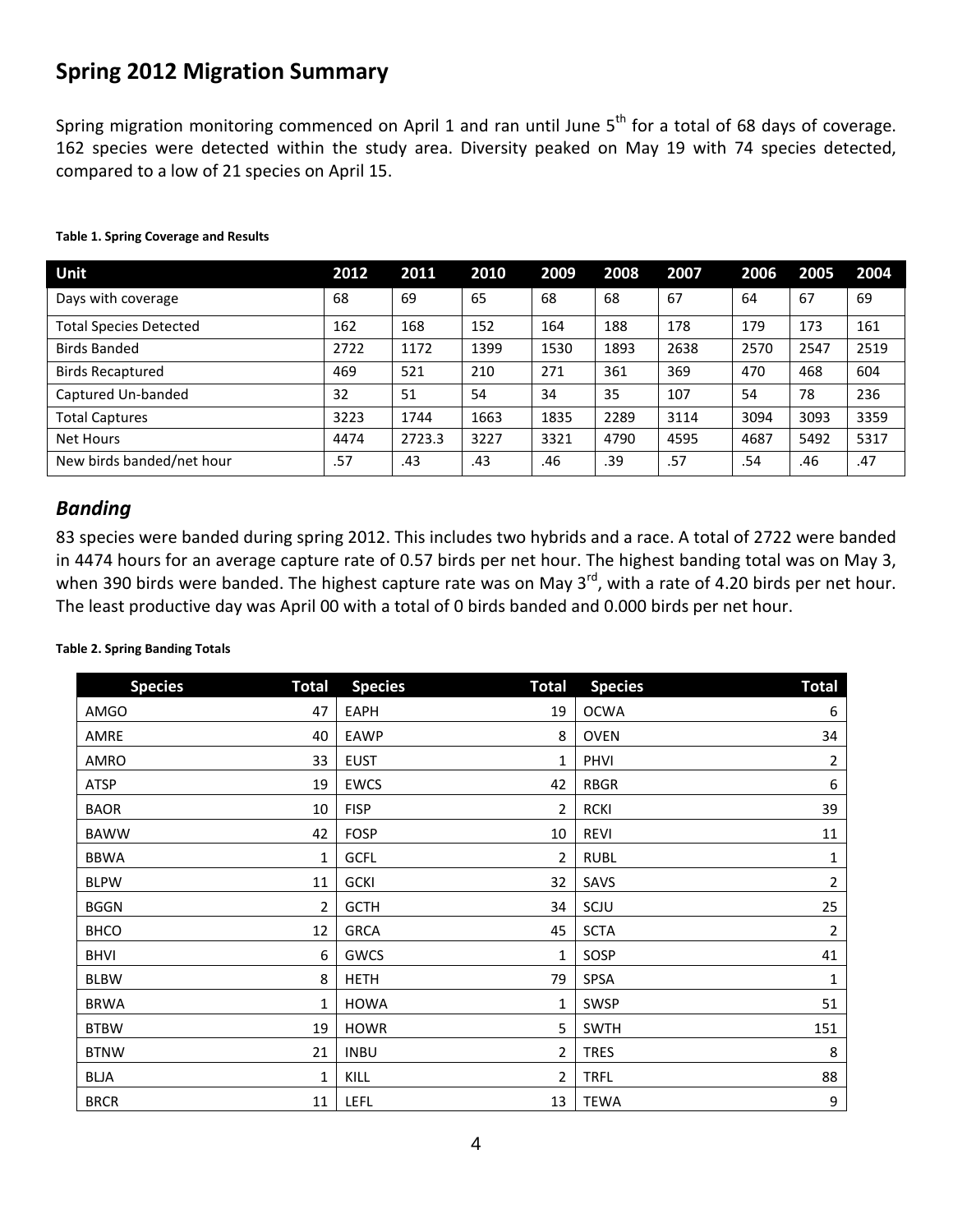## Spring 2012 Migration Summary

Spring migration monitoring commenced on April 1 and ran until June 5th for a total of 68 days of coverage. 162 species were detected within the study area. Diversity peaked on May 19 with 74 species detected, compared to a low of 21 species on April 15.

**Table 1. Spring Coverage and Results**

| Unit | 2012 | 2011 | 2010 | 2009 | 2008 | 2007 | 2006 | 2005 | 2004 |
|---|---|---|---|---|---|---|---|---|---|
| Days with coverage | 68 | 69 | 65 | 68 | 68 | 67 | 64 | 67 | 69 |
| Total Species Detected | 162 | 168 | 152 | 164 | 188 | 178 | 179 | 173 | 161 |
| Birds Banded | 2722 | 1172 | 1399 | 1530 | 1893 | 2638 | 2570 | 2547 | 2519 |
| Birds Recaptured | 469 | 521 | 210 | 271 | 361 | 369 | 470 | 468 | 604 |
| Captured Un-banded | 32 | 51 | 54 | 34 | 35 | 107 | 54 | 78 | 236 |
| Total Captures | 3223 | 1744 | 1663 | 1835 | 2289 | 3114 | 3094 | 3093 | 3359 |
| Net Hours | 4474 | 2723.3 | 3227 | 3321 | 4790 | 4595 | 4687 | 5492 | 5317 |
| New birds banded/net hour | .57 | .43 | .43 | .46 | .39 | .57 | .54 | .46 | .47 |

### *Banding*

83 species were banded during spring 2012. This includes two hybrids and a race. A total of 2722 were banded in 4474 hours for an average capture rate of 0.57 birds per net hour. The highest banding total was on May 3, when 390 birds were banded. The highest capture rate was on May 3rd, with a rate of 4.20 birds per net hour. The least productive day was April 00 with a total of 0 birds banded and 0.000 birds per net hour.

**Table 2. Spring Banding Totals**

| Species | Total | Species | Total | Species | Total |
|---|---|---|---|---|---|
| AMGO | 47 | EAPH | 19 | OCWA | 6 |
| AMRE | 40 | EAWP | 8 | OVEN | 34 |
| AMRO | 33 | EUST | 1 | PHVI | 2 |
| ATSP | 19 | EWCS | 42 | RBGR | 6 |
| BAOR | 10 | FISP | 2 | RCKI | 39 |
| BAWW | 42 | FOSP | 10 | REVI | 11 |
| BBWA | 1 | GCFL | 2 | RUBL | 1 |
| BLPW | 11 | GCKI | 32 | SAVS | 2 |
| BGGN | 2 | GCTH | 34 | SCJU | 25 |
| BHCO | 12 | GRCA | 45 | SCTA | 2 |
| BHVI | 6 | GWCS | 1 | SOSP | 41 |
| BLBW | 8 | HETH | 79 | SPSA | 1 |
| BRWA | 1 | HOWA | 1 | SWSP | 51 |
| BTBW | 19 | HOWR | 5 | SWTH | 151 |
| BTNW | 21 | INBU | 2 | TRES | 8 |
| BLJA | 1 | KILL | 2 | TRFL | 88 |
| BRCR | 11 | LEFL | 13 | TEWA | 9 |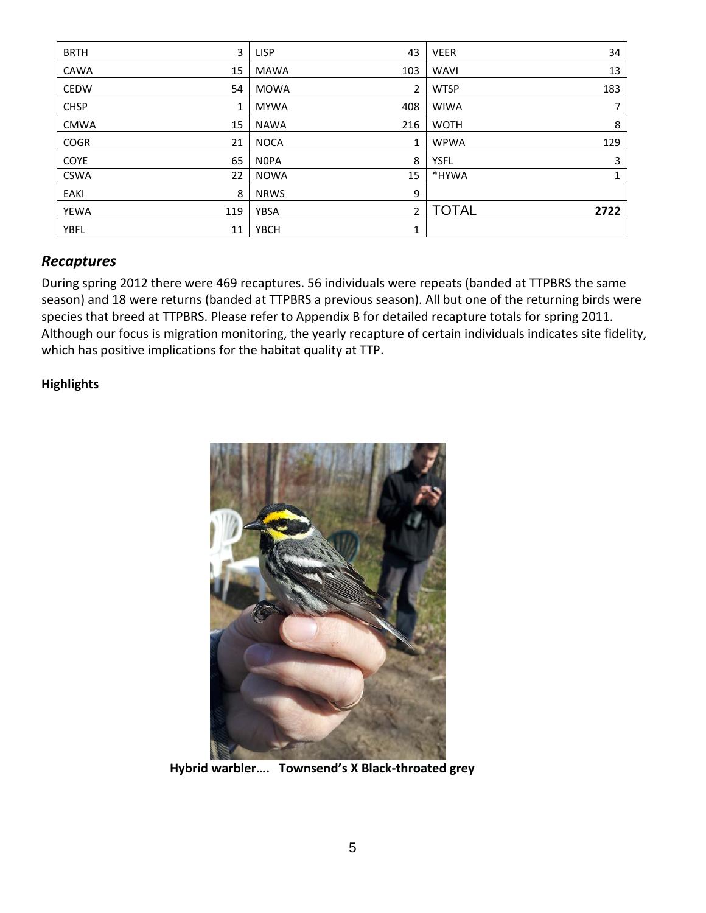| | | | | | |
|---|---|---|---|---|---|
| BRTH | 3 | LISP | 43 | VEER | 34 |
| CAWA | 15 | MAWA | 103 | WAVI | 13 |
| CEDW | 54 | MOWA | 2 | WTSP | 183 |
| CHSP | 1 | MYWA | 408 | WIWA | 7 |
| CMWA | 15 | NAWA | 216 | WOTH | 8 |
| COGR | 21 | NOCA | 1 | WPWA | 129 |
| COYE | 65 | N0PA | 8 | YSFL | 3 |
| CSWA | 22 | NOWA | 15 | *HYWA | 1 |
| EAKI | 8 | NRWS | 9 | | |
| YEWA | 119 | YBSA | 2 | TOTAL | **2722** |
| YBFL | 11 | YBCH | 1 | | |

## *Recaptures*

During spring 2012 there were 469 recaptures. 56 individuals were repeats (banded at TTPBRS the same season) and 18 were returns (banded at TTPBRS a previous season). All but one of the returning birds were species that breed at TTPBRS. Please refer to Appendix B for detailed recapture totals for spring 2011. Although our focus is migration monitoring, the yearly recapture of certain individuals indicates site fidelity, which has positive implications for the habitat quality at TTP.

**Highlights**

**Hybrid warbler…. Townsend's X Black-throated grey**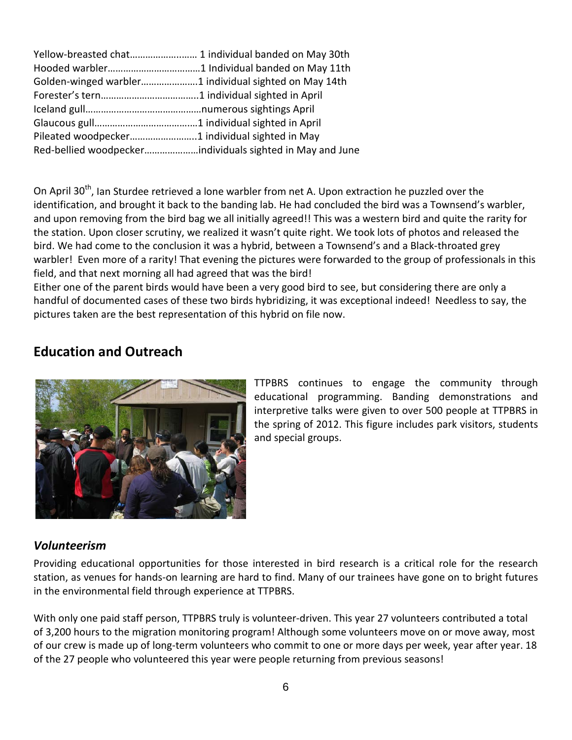Yellow-breasted chat……………….…… 1 individual banded on May 30th
Hooded warbler………………………………1 Individual banded on May 11th
Golden-winged warbler…………………1 individual sighted on May 14th
Forester's tern………………………………..1 individual sighted in April
Iceland gull………………………………………numerous sightings April
Glaucous gull…………………………………1 individual sighted in April
Pileated woodpecker……………………..1 individual sighted in May
Red-bellied woodpecker…………………individuals sighted in May and June

On April 30th, Ian Sturdee retrieved a lone warbler from net A. Upon extraction he puzzled over the identification, and brought it back to the banding lab. He had concluded the bird was a Townsend's warbler, and upon removing from the bird bag we all initially agreed!! This was a western bird and quite the rarity for the station. Upon closer scrutiny, we realized it wasn't quite right. We took lots of photos and released the bird. We had come to the conclusion it was a hybrid, between a Townsend's and a Black-throated grey warbler! Even more of a rarity! That evening the pictures were forwarded to the group of professionals in this field, and that next morning all had agreed that was the bird!
Either one of the parent birds would have been a very good bird to see, but considering there are only a handful of documented cases of these two birds hybridizing, it was exceptional indeed! Needless to say, the pictures taken are the best representation of this hybrid on file now.

## Education and Outreach

TTPBRS continues to engage the community through educational programming. Banding demonstrations and interpretive talks were given to over 500 people at TTPBRS in the spring of 2012. This figure includes park visitors, students and special groups.

### *Volunteerism*

Providing educational opportunities for those interested in bird research is a critical role for the research station, as venues for hands-on learning are hard to find. Many of our trainees have gone on to bright futures in the environmental field through experience at TTPBRS.

With only one paid staff person, TTPBRS truly is volunteer-driven. This year 27 volunteers contributed a total of 3,200 hours to the migration monitoring program! Although some volunteers move on or move away, most of our crew is made up of long-term volunteers who commit to one or more days per week, year after year. 18 of the 27 people who volunteered this year were people returning from previous seasons!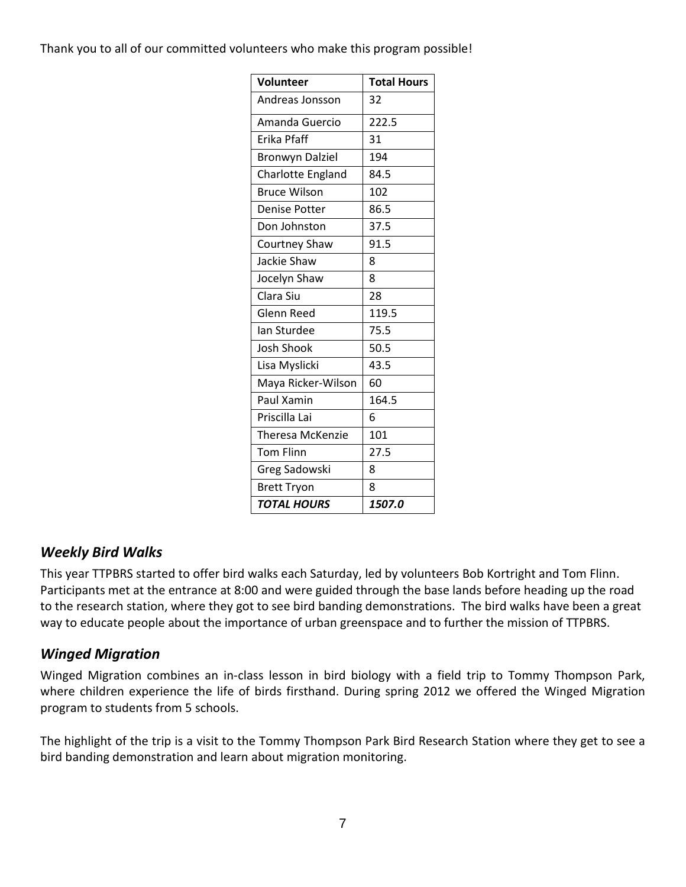Thank you to all of our committed volunteers who make this program possible!

| Volunteer | Total Hours |
|---|---|
| Andreas Jonsson | 32 |
| Amanda Guercio | 222.5 |
| Erika Pfaff | 31 |
| Bronwyn Dalziel | 194 |
| Charlotte England | 84.5 |
| Bruce Wilson | 102 |
| Denise Potter | 86.5 |
| Don Johnston | 37.5 |
| Courtney Shaw | 91.5 |
| Jackie Shaw | 8 |
| Jocelyn Shaw | 8 |
| Clara Siu | 28 |
| Glenn Reed | 119.5 |
| Ian Sturdee | 75.5 |
| Josh Shook | 50.5 |
| Lisa Myslicki | 43.5 |
| Maya Ricker-Wilson | 60 |
| Paul Xamin | 164.5 |
| Priscilla Lai | 6 |
| Theresa McKenzie | 101 |
| Tom Flinn | 27.5 |
| Greg Sadowski | 8 |
| Brett Tryon | 8 |
| ***TOTAL HOURS*** | ***1507.0*** |

## *Weekly Bird Walks*

This year TTPBRS started to offer bird walks each Saturday, led by volunteers Bob Kortright and Tom Flinn. Participants met at the entrance at 8:00 and were guided through the base lands before heading up the road to the research station, where they got to see bird banding demonstrations. The bird walks have been a great way to educate people about the importance of urban greenspace and to further the mission of TTPBRS.

## *Winged Migration*

Winged Migration combines an in-class lesson in bird biology with a field trip to Tommy Thompson Park, where children experience the life of birds firsthand. During spring 2012 we offered the Winged Migration program to students from 5 schools.

The highlight of the trip is a visit to the Tommy Thompson Park Bird Research Station where they get to see a bird banding demonstration and learn about migration monitoring.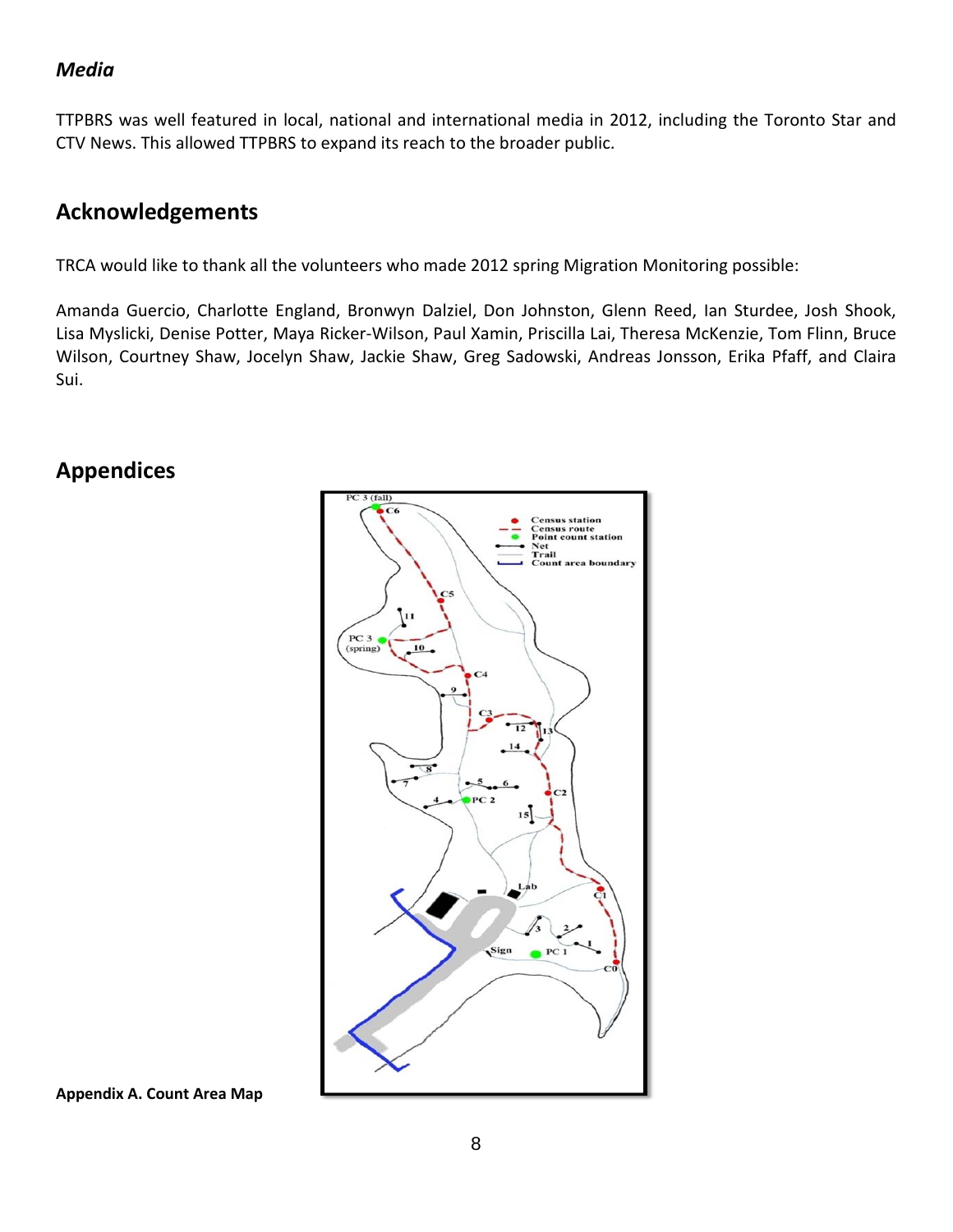### *Media*

TTPBRS was well featured in local, national and international media in 2012, including the Toronto Star and CTV News. This allowed TTPBRS to expand its reach to the broader public.

## Acknowledgements

TRCA would like to thank all the volunteers who made 2012 spring Migration Monitoring possible:

Amanda Guercio, Charlotte England, Bronwyn Dalziel, Don Johnston, Glenn Reed, Ian Sturdee, Josh Shook, Lisa Myslicki, Denise Potter, Maya Ricker-Wilson, Paul Xamin, Priscilla Lai, Theresa McKenzie, Tom Flinn, Bruce Wilson, Courtney Shaw, Jocelyn Shaw, Jackie Shaw, Greg Sadowski, Andreas Jonsson, Erika Pfaff, and Claira Sui.

## Appendices

**Appendix A. Count Area Map**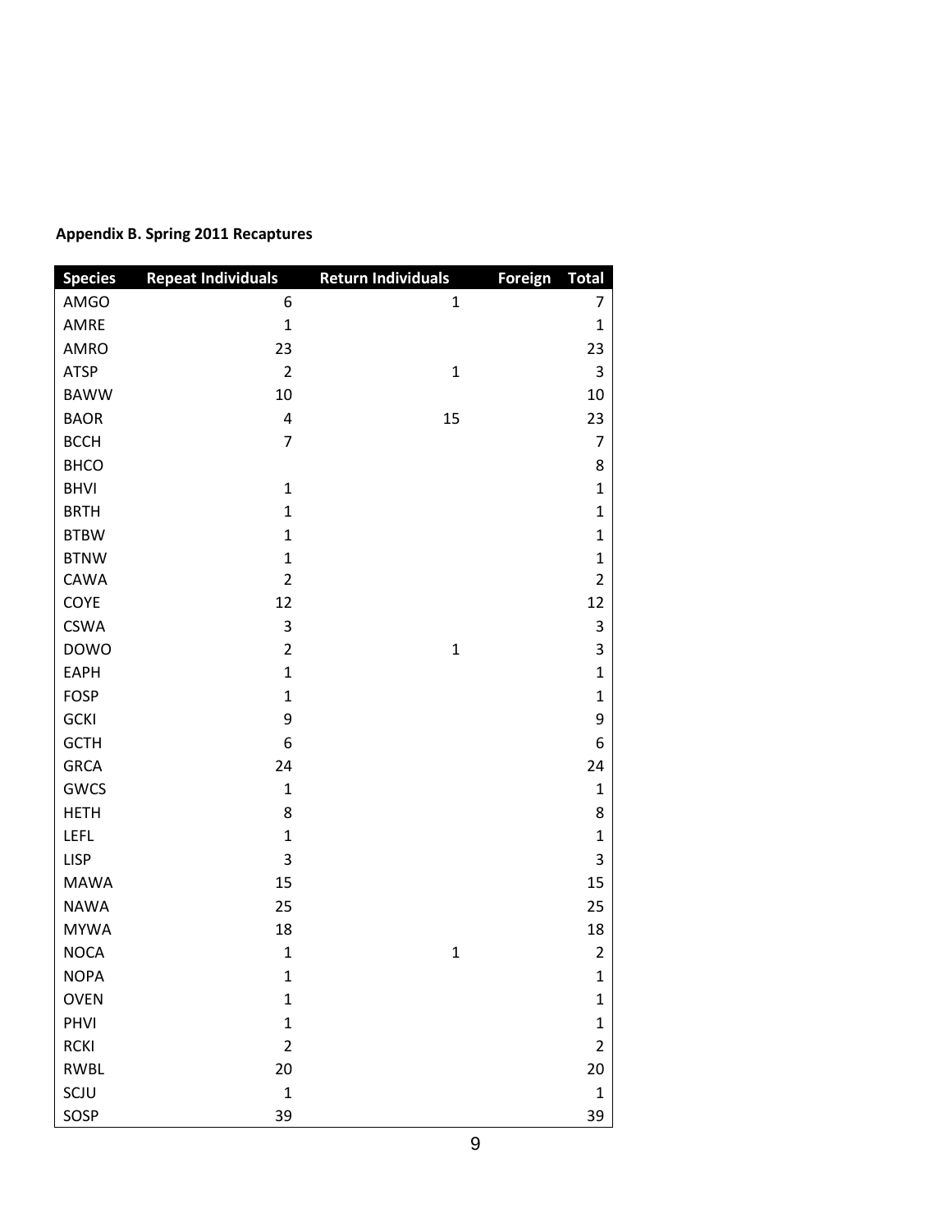**Appendix B. Spring 2011 Recaptures**

| Species | Repeat Individuals | Return Individuals | Foreign | Total |
|---|---|---|---|---|
| AMGO | 6 | 1 | | 7 |
| AMRE | 1 | | | 1 |
| AMRO | 23 | | | 23 |
| ATSP | 2 | 1 | | 3 |
| BAWW | 10 | | | 10 |
| BAOR | 4 | 15 | | 23 |
| BCCH | 7 | | | 7 |
| BHCO | | | | 8 |
| BHVI | 1 | | | 1 |
| BRTH | 1 | | | 1 |
| BTBW | 1 | | | 1 |
| BTNW | 1 | | | 1 |
| CAWA | 2 | | | 2 |
| COYE | 12 | | | 12 |
| CSWA | 3 | | | 3 |
| DOWO | 2 | 1 | | 3 |
| EAPH | 1 | | | 1 |
| FOSP | 1 | | | 1 |
| GCKI | 9 | | | 9 |
| GCTH | 6 | | | 6 |
| GRCA | 24 | | | 24 |
| GWCS | 1 | | | 1 |
| HETH | 8 | | | 8 |
| LEFL | 1 | | | 1 |
| LISP | 3 | | | 3 |
| MAWA | 15 | | | 15 |
| NAWA | 25 | | | 25 |
| MYWA | 18 | | | 18 |
| NOCA | 1 | 1 | | 2 |
| NOPA | 1 | | | 1 |
| OVEN | 1 | | | 1 |
| PHVI | 1 | | | 1 |
| RCKI | 2 | | | 2 |
| RWBL | 20 | | | 20 |
| SCJU | 1 | | | 1 |
| SOSP | 39 | | | 39 |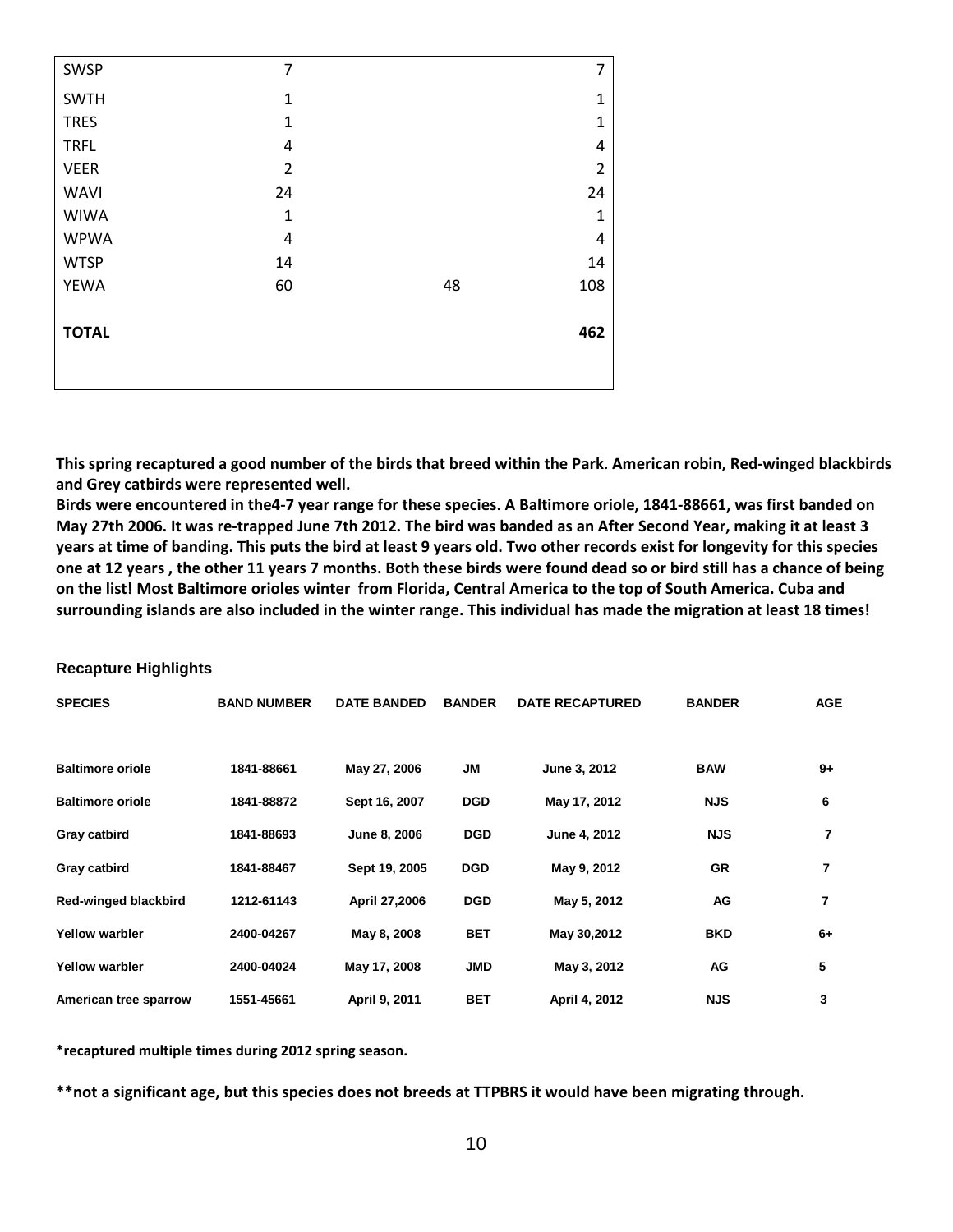| | | | |
|---|---|---|---|
| SWSP | 7 | | 7 |
| SWTH | 1 | | 1 |
| TRES | 1 | | 1 |
| TRFL | 4 | | 4 |
| VEER | 2 | | 2 |
| WAVI | 24 | | 24 |
| WIWA | 1 | | 1 |
| WPWA | 4 | | 4 |
| WTSP | 14 | | 14 |
| YEWA | 60 | 48 | 108 |
| **TOTAL** | | | **462** |

**This spring recaptured a good number of the birds that breed within the Park. American robin, Red-winged blackbirds and Grey catbirds were represented well.**
**Birds were encountered in the4-7 year range for these species. A Baltimore oriole, 1841-88661, was first banded on May 27th 2006. It was re-trapped June 7th 2012. The bird was banded as an After Second Year, making it at least 3 years at time of banding. This puts the bird at least 9 years old. Two other records exist for longevity for this species one at 12 years , the other 11 years 7 months. Both these birds were found dead so or bird still has a chance of being on the list! Most Baltimore orioles winter from Florida, Central America to the top of South America. Cuba and surrounding islands are also included in the winter range. This individual has made the migration at least 18 times!**

### Recapture Highlights

| SPECIES | BAND NUMBER | DATE BANDED | BANDER | DATE RECAPTURED | BANDER | AGE |
|---|---|---|---|---|---|---|
| Baltimore oriole | 1841-88661 | May 27, 2006 | JM | June 3, 2012 | BAW | 9+ |
| Baltimore oriole | 1841-88872 | Sept 16, 2007 | DGD | May 17, 2012 | NJS | 6 |
| Gray catbird | 1841-88693 | June 8, 2006 | DGD | June 4, 2012 | NJS | 7 |
| Gray catbird | 1841-88467 | Sept 19, 2005 | DGD | May 9, 2012 | GR | 7 |
| Red-winged blackbird | 1212-61143 | April 27,2006 | DGD | May 5, 2012 | AG | 7 |
| Yellow warbler | 2400-04267 | May 8, 2008 | BET | May 30,2012 | BKD | 6+ |
| Yellow warbler | 2400-04024 | May 17, 2008 | JMD | May 3, 2012 | AG | 5 |
| American tree sparrow | 1551-45661 | April 9, 2011 | BET | April 4, 2012 | NJS | 3 |

**\*recaptured multiple times during 2012 spring season.**

**\*\*not a significant age, but this species does not breeds at TTPBRS it would have been migrating through.**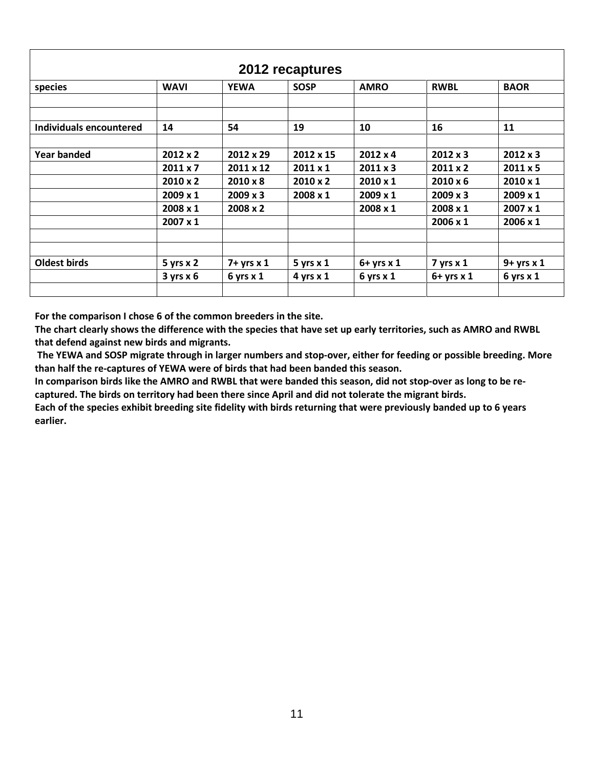| 2012 recaptures | | | | | | |
|---|---|---|---|---|---|---|
| **species** | **WAVI** | **YEWA** | **SOSP** | **AMRO** | **RWBL** | **BAOR** |
| | | | | | | |
| | | | | | | |
| **Individuals encountered** | **14** | **54** | **19** | **10** | **16** | **11** |
| | | | | | | |
| **Year banded** | **2012 x 2** | **2012 x 29** | **2012 x 15** | **2012 x 4** | **2012 x 3** | **2012 x 3** |
| | **2011 x 7** | **2011 x 12** | **2011 x 1** | **2011 x 3** | **2011 x 2** | **2011 x 5** |
| | **2010 x 2** | **2010 x 8** | **2010 x 2** | **2010 x 1** | **2010 x 6** | **2010 x 1** |
| | **2009 x 1** | **2009 x 3** | **2008 x 1** | **2009 x 1** | **2009 x 3** | **2009 x 1** |
| | **2008 x 1** | **2008 x 2** | | **2008 x 1** | **2008 x 1** | **2007 x 1** |
| | **2007 x 1** | | | | **2006 x 1** | **2006 x 1** |
| | | | | | | |
| | | | | | | |
| **Oldest birds** | **5 yrs x 2** | **7+ yrs x 1** | **5 yrs x 1** | **6+ yrs x 1** | **7 yrs x 1** | **9+ yrs x 1** |
| | **3 yrs x 6** | **6 yrs x 1** | **4 yrs x 1** | **6 yrs x 1** | **6+ yrs x 1** | **6 yrs x 1** |
| | | | | | | |

**For the comparison I chose 6 of the common breeders in the site.**
**The chart clearly shows the difference with the species that have set up early territories, such as AMRO and RWBL that defend against new birds and migrants.**
**The YEWA and SOSP migrate through in larger numbers and stop-over, either for feeding or possible breeding. More than half the re-captures of YEWA were of birds that had been banded this season.**
**In comparison birds like the AMRO and RWBL that were banded this season, did not stop-over as long to be re-captured. The birds on territory had been there since April and did not tolerate the migrant birds.**
**Each of the species exhibit breeding site fidelity with birds returning that were previously banded up to 6 years earlier.**